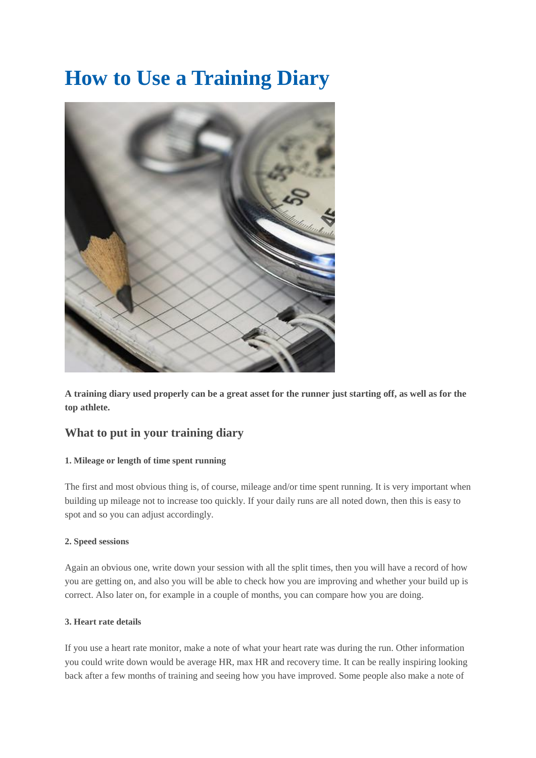# How to Use a Training Diary

**A training diary used properly can be a great asset for the runner just starting off, as well as for the top athlete.**

## What to put in your training diary

#### 1. Mileage or length of time spent running

The first and most obvious thing is, of course, mileage and/or time spent running. It is very important when building up mileage not to increase too quickly. If your daily runs are all noted down, then this is easy to spot and so you can adjust accordingly.

#### 2. Speed sessions

Again an obvious one, write down your session with all the split times, then you will have a record of how you are getting on, and also you will be able to check how you are improving and whether your build up is correct. Also later on, for example in a couple of months, you can compare how you are doing.

#### 3. Heart rate details

If you use a heart rate monitor, make a note of what your heart rate was during the run. Other information you could write down would be average HR, max HR and recovery time. It can be really inspiring looking back after a few months of training and seeing how you have improved. Some people also make a note of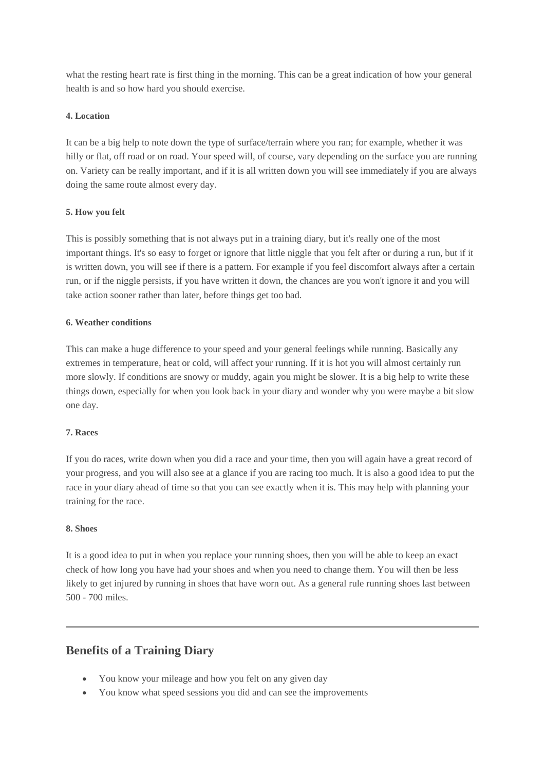what the resting heart rate is first thing in the morning. This can be a great indication of how your general health is and so how hard you should exercise.

**4. Location**

It can be a big help to note down the type of surface/terrain where you ran; for example, whether it was hilly or flat, off road or on road. Your speed will, of course, vary depending on the surface you are running on. Variety can be really important, and if it is all written down you will see immediately if you are always doing the same route almost every day.

**5. How you felt**

This is possibly something that is not always put in a training diary, but it's really one of the most important things. It's so easy to forget or ignore that little niggle that you felt after or during a run, but if it is written down, you will see if there is a pattern. For example if you feel discomfort always after a certain run, or if the niggle persists, if you have written it down, the chances are you won't ignore it and you will take action sooner rather than later, before things get too bad.

**6. Weather conditions**

This can make a huge difference to your speed and your general feelings while running. Basically any extremes in temperature, heat or cold, will affect your running. If it is hot you will almost certainly run more slowly. If conditions are snowy or muddy, again you might be slower. It is a big help to write these things down, especially for when you look back in your diary and wonder why you were maybe a bit slow one day.

**7. Races**

If you do races, write down when you did a race and your time, then you will again have a great record of your progress, and you will also see at a glance if you are racing too much. It is also a good idea to put the race in your diary ahead of time so that you can see exactly when it is. This may help with planning your training for the race.

**8. Shoes**

It is a good idea to put in when you replace your running shoes, then you will be able to keep an exact check of how long you have had your shoes and when you need to change them. You will then be less likely to get injured by running in shoes that have worn out. As a general rule running shoes last between 500 - 700 miles.

---

## Benefits of a Training Diary

- You know your mileage and how you felt on any given day
- You know what speed sessions you did and can see the improvements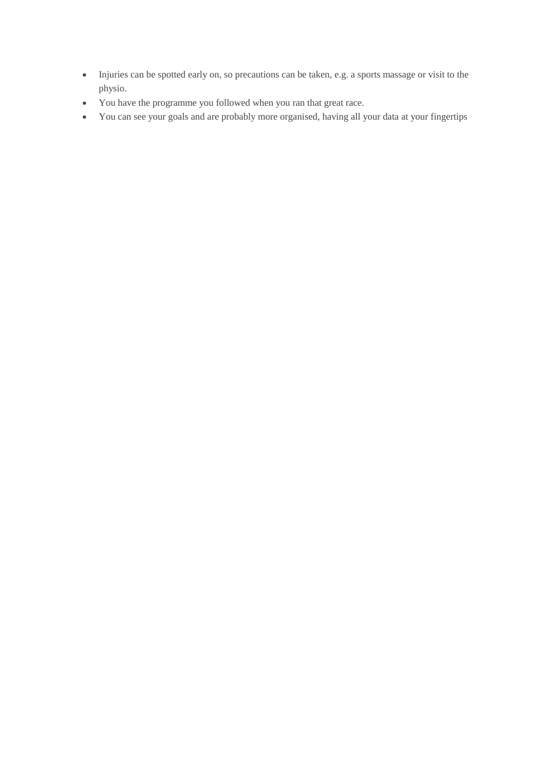- Injuries can be spotted early on, so precautions can be taken, e.g. a sports massage or visit to the physio.
- You have the programme you followed when you ran that great race.
- You can see your goals and are probably more organised, having all your data at your fingertips